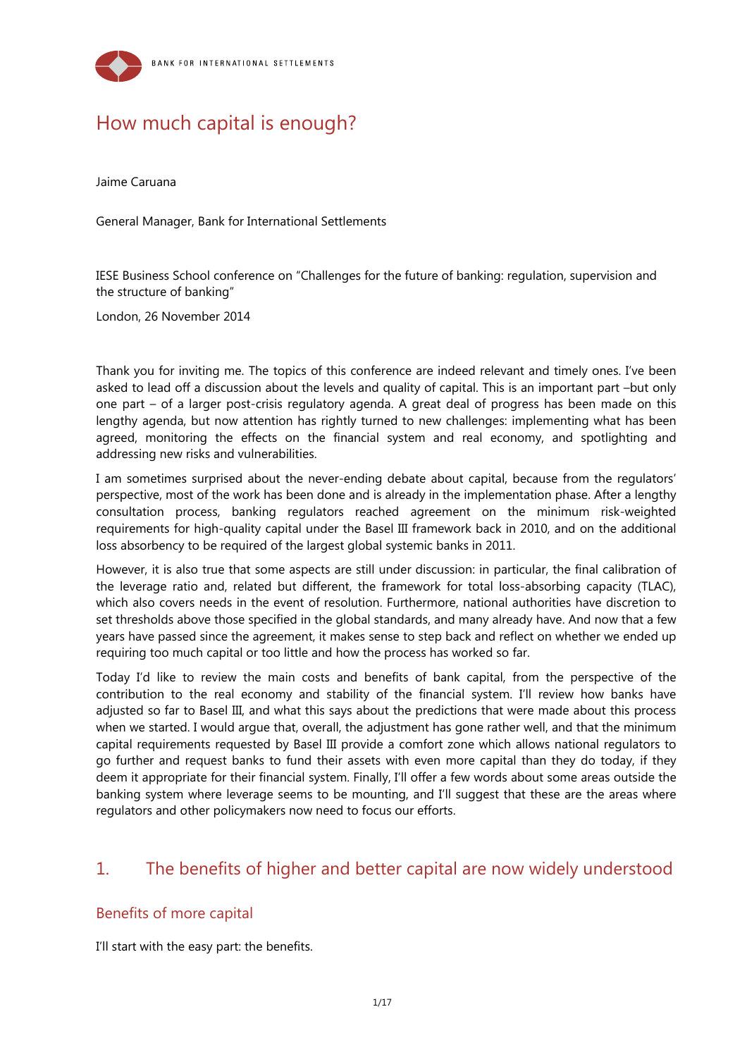# How much capital is enough?

Jaime Caruana

General Manager, Bank for International Settlements

IESE Business School conference on "Challenges for the future of banking: regulation, supervision and the structure of banking"

London, 26 November 2014

Thank you for inviting me. The topics of this conference are indeed relevant and timely ones. I've been asked to lead off a discussion about the levels and quality of capital. This is an important part –but only one part – of a larger post-crisis regulatory agenda. A great deal of progress has been made on this lengthy agenda, but now attention has rightly turned to new challenges: implementing what has been agreed, monitoring the effects on the financial system and real economy, and spotlighting and addressing new risks and vulnerabilities.

I am sometimes surprised about the never-ending debate about capital, because from the regulators' perspective, most of the work has been done and is already in the implementation phase. After a lengthy consultation process, banking regulators reached agreement on the minimum risk-weighted requirements for high-quality capital under the Basel III framework back in 2010, and on the additional loss absorbency to be required of the largest global systemic banks in 2011.

However, it is also true that some aspects are still under discussion: in particular, the final calibration of the leverage ratio and, related but different, the framework for total loss-absorbing capacity (TLAC), which also covers needs in the event of resolution. Furthermore, national authorities have discretion to set thresholds above those specified in the global standards, and many already have. And now that a few years have passed since the agreement, it makes sense to step back and reflect on whether we ended up requiring too much capital or too little and how the process has worked so far.

Today I'd like to review the main costs and benefits of bank capital, from the perspective of the contribution to the real economy and stability of the financial system. I'll review how banks have adjusted so far to Basel III, and what this says about the predictions that were made about this process when we started. I would argue that, overall, the adjustment has gone rather well, and that the minimum capital requirements requested by Basel III provide a comfort zone which allows national regulators to go further and request banks to fund their assets with even more capital than they do today, if they deem it appropriate for their financial system. Finally, I'll offer a few words about some areas outside the banking system where leverage seems to be mounting, and I'll suggest that these are the areas where regulators and other policymakers now need to focus our efforts.

## 1. The benefits of higher and better capital are now widely understood

### Benefits of more capital

I'll start with the easy part: the benefits.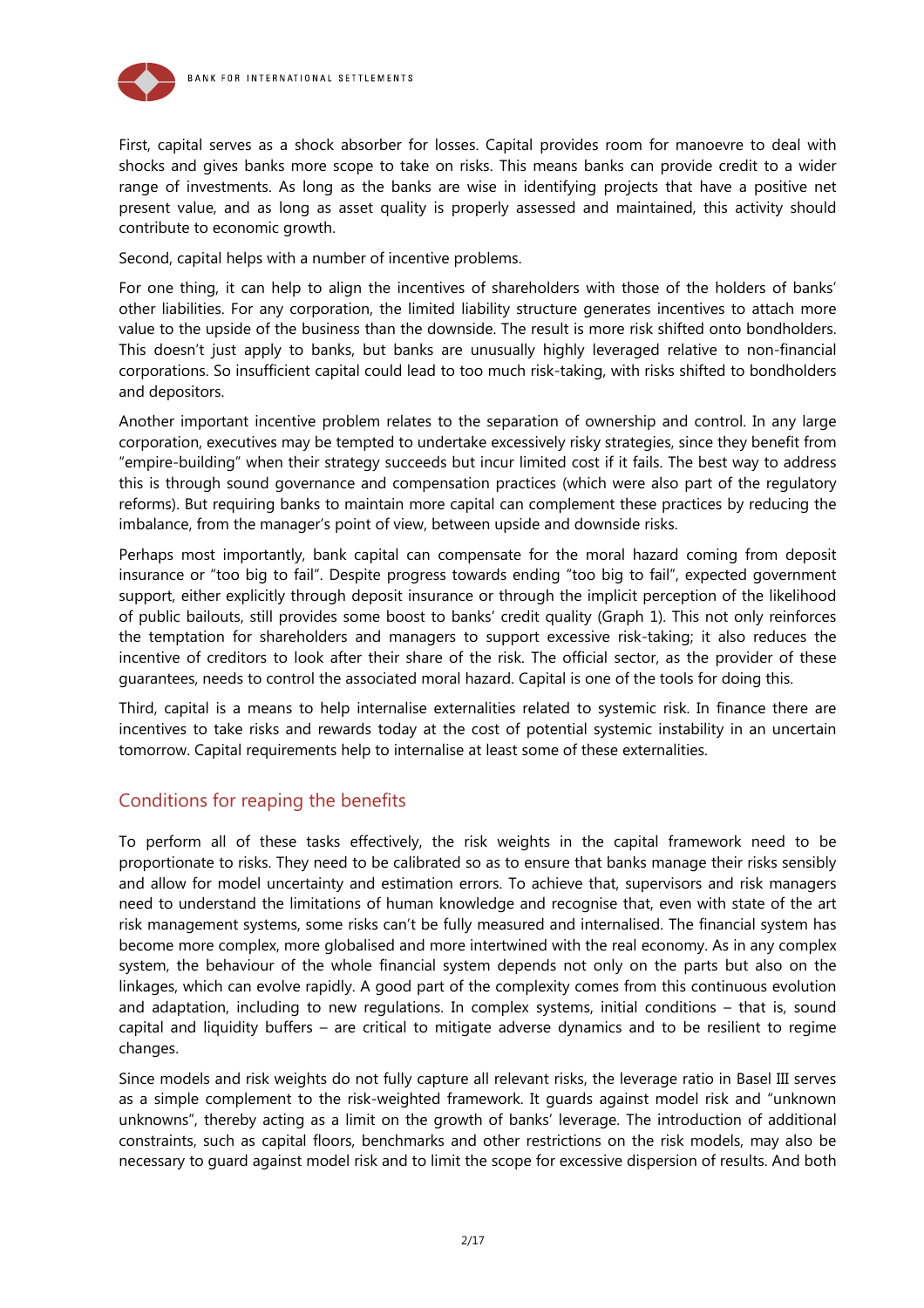First, capital serves as a shock absorber for losses. Capital provides room for manoevre to deal with shocks and gives banks more scope to take on risks. This means banks can provide credit to a wider range of investments. As long as the banks are wise in identifying projects that have a positive net present value, and as long as asset quality is properly assessed and maintained, this activity should contribute to economic growth.

Second, capital helps with a number of incentive problems.

For one thing, it can help to align the incentives of shareholders with those of the holders of banks' other liabilities. For any corporation, the limited liability structure generates incentives to attach more value to the upside of the business than the downside. The result is more risk shifted onto bondholders. This doesn't just apply to banks, but banks are unusually highly leveraged relative to non-financial corporations. So insufficient capital could lead to too much risk-taking, with risks shifted to bondholders and depositors.

Another important incentive problem relates to the separation of ownership and control. In any large corporation, executives may be tempted to undertake excessively risky strategies, since they benefit from "empire-building" when their strategy succeeds but incur limited cost if it fails. The best way to address this is through sound governance and compensation practices (which were also part of the regulatory reforms). But requiring banks to maintain more capital can complement these practices by reducing the imbalance, from the manager's point of view, between upside and downside risks.

Perhaps most importantly, bank capital can compensate for the moral hazard coming from deposit insurance or "too big to fail". Despite progress towards ending "too big to fail", expected government support, either explicitly through deposit insurance or through the implicit perception of the likelihood of public bailouts, still provides some boost to banks' credit quality (Graph 1). This not only reinforces the temptation for shareholders and managers to support excessive risk-taking; it also reduces the incentive of creditors to look after their share of the risk. The official sector, as the provider of these guarantees, needs to control the associated moral hazard. Capital is one of the tools for doing this.

Third, capital is a means to help internalise externalities related to systemic risk. In finance there are incentives to take risks and rewards today at the cost of potential systemic instability in an uncertain tomorrow. Capital requirements help to internalise at least some of these externalities.

## Conditions for reaping the benefits

To perform all of these tasks effectively, the risk weights in the capital framework need to be proportionate to risks. They need to be calibrated so as to ensure that banks manage their risks sensibly and allow for model uncertainty and estimation errors. To achieve that, supervisors and risk managers need to understand the limitations of human knowledge and recognise that, even with state of the art risk management systems, some risks can't be fully measured and internalised. The financial system has become more complex, more globalised and more intertwined with the real economy. As in any complex system, the behaviour of the whole financial system depends not only on the parts but also on the linkages, which can evolve rapidly. A good part of the complexity comes from this continuous evolution and adaptation, including to new regulations. In complex systems, initial conditions – that is, sound capital and liquidity buffers – are critical to mitigate adverse dynamics and to be resilient to regime changes.

Since models and risk weights do not fully capture all relevant risks, the leverage ratio in Basel III serves as a simple complement to the risk-weighted framework. It guards against model risk and "unknown unknowns", thereby acting as a limit on the growth of banks' leverage. The introduction of additional constraints, such as capital floors, benchmarks and other restrictions on the risk models, may also be necessary to guard against model risk and to limit the scope for excessive dispersion of results. And both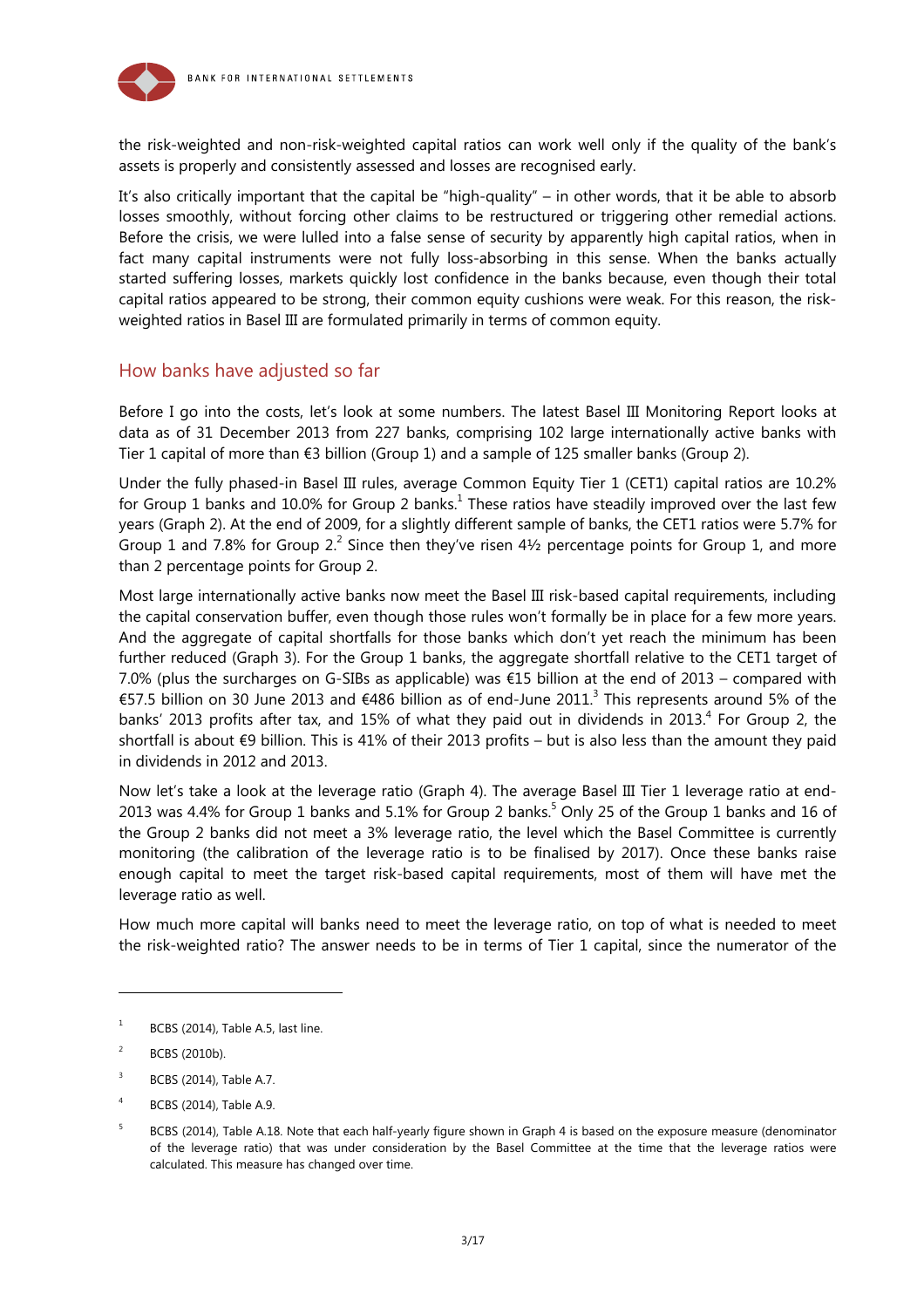the risk-weighted and non-risk-weighted capital ratios can work well only if the quality of the bank's assets is properly and consistently assessed and losses are recognised early.

It's also critically important that the capital be "high-quality" – in other words, that it be able to absorb losses smoothly, without forcing other claims to be restructured or triggering other remedial actions. Before the crisis, we were lulled into a false sense of security by apparently high capital ratios, when in fact many capital instruments were not fully loss-absorbing in this sense. When the banks actually started suffering losses, markets quickly lost confidence in the banks because, even though their total capital ratios appeared to be strong, their common equity cushions were weak. For this reason, the risk-weighted ratios in Basel III are formulated primarily in terms of common equity.

## How banks have adjusted so far

Before I go into the costs, let's look at some numbers. The latest Basel III Monitoring Report looks at data as of 31 December 2013 from 227 banks, comprising 102 large internationally active banks with Tier 1 capital of more than €3 billion (Group 1) and a sample of 125 smaller banks (Group 2).

Under the fully phased-in Basel III rules, average Common Equity Tier 1 (CET1) capital ratios are 10.2% for Group 1 banks and 10.0% for Group 2 banks.[1] These ratios have steadily improved over the last few years (Graph 2). At the end of 2009, for a slightly different sample of banks, the CET1 ratios were 5.7% for Group 1 and 7.8% for Group 2.[2] Since then they've risen 4½ percentage points for Group 1, and more than 2 percentage points for Group 2.

Most large internationally active banks now meet the Basel III risk-based capital requirements, including the capital conservation buffer, even though those rules won't formally be in place for a few more years. And the aggregate of capital shortfalls for those banks which don't yet reach the minimum has been further reduced (Graph 3). For the Group 1 banks, the aggregate shortfall relative to the CET1 target of 7.0% (plus the surcharges on G-SIBs as applicable) was €15 billion at the end of 2013 – compared with €57.5 billion on 30 June 2013 and €486 billion as of end-June 2011.[3] This represents around 5% of the banks' 2013 profits after tax, and 15% of what they paid out in dividends in 2013.[4] For Group 2, the shortfall is about €9 billion. This is 41% of their 2013 profits – but is also less than the amount they paid in dividends in 2012 and 2013.

Now let's take a look at the leverage ratio (Graph 4). The average Basel III Tier 1 leverage ratio at end-2013 was 4.4% for Group 1 banks and 5.1% for Group 2 banks.[5] Only 25 of the Group 1 banks and 16 of the Group 2 banks did not meet a 3% leverage ratio, the level which the Basel Committee is currently monitoring (the calibration of the leverage ratio is to be finalised by 2017). Once these banks raise enough capital to meet the target risk-based capital requirements, most of them will have met the leverage ratio as well.

How much more capital will banks need to meet the leverage ratio, on top of what is needed to meet the risk-weighted ratio? The answer needs to be in terms of Tier 1 capital, since the numerator of the

---

[1] BCBS (2014), Table A.5, last line.

[2] BCBS (2010b).

[3] BCBS (2014), Table A.7.

[4] BCBS (2014), Table A.9.

[5] BCBS (2014), Table A.18. Note that each half-yearly figure shown in Graph 4 is based on the exposure measure (denominator of the leverage ratio) that was under consideration by the Basel Committee at the time that the leverage ratios were calculated. This measure has changed over time.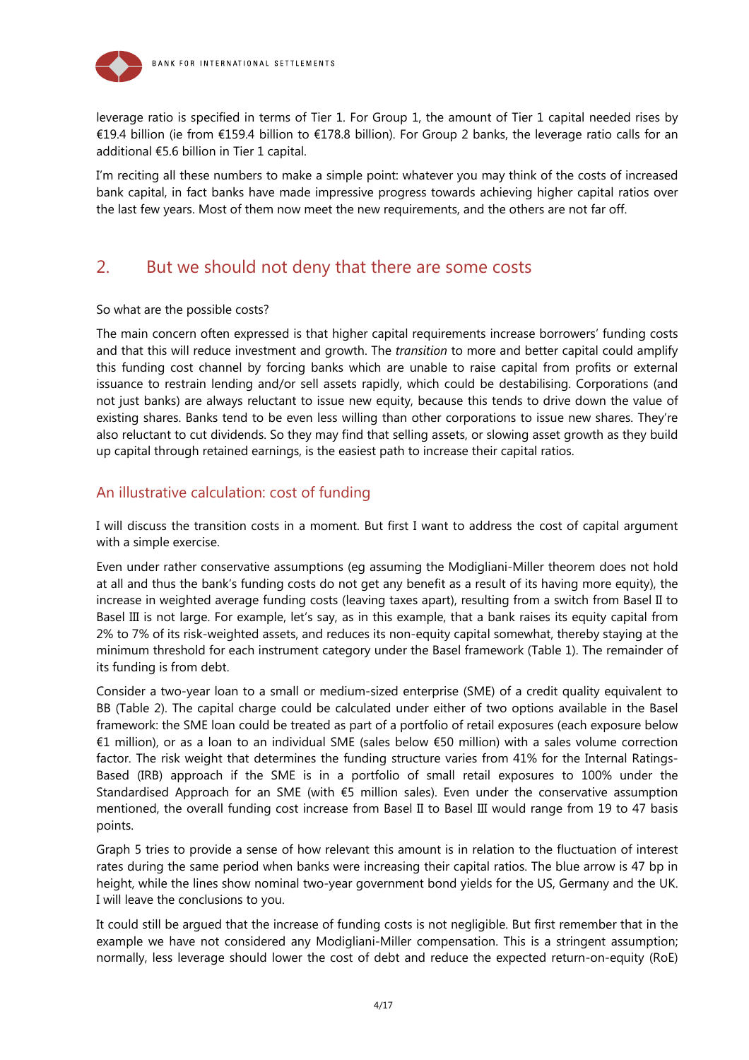leverage ratio is specified in terms of Tier 1. For Group 1, the amount of Tier 1 capital needed rises by €19.4 billion (ie from €159.4 billion to €178.8 billion). For Group 2 banks, the leverage ratio calls for an additional €5.6 billion in Tier 1 capital.

I'm reciting all these numbers to make a simple point: whatever you may think of the costs of increased bank capital, in fact banks have made impressive progress towards achieving higher capital ratios over the last few years. Most of them now meet the new requirements, and the others are not far off.

## 2. But we should not deny that there are some costs

So what are the possible costs?

The main concern often expressed is that higher capital requirements increase borrowers' funding costs and that this will reduce investment and growth. The *transition* to more and better capital could amplify this funding cost channel by forcing banks which are unable to raise capital from profits or external issuance to restrain lending and/or sell assets rapidly, which could be destabilising. Corporations (and not just banks) are always reluctant to issue new equity, because this tends to drive down the value of existing shares. Banks tend to be even less willing than other corporations to issue new shares. They're also reluctant to cut dividends. So they may find that selling assets, or slowing asset growth as they build up capital through retained earnings, is the easiest path to increase their capital ratios.

### An illustrative calculation: cost of funding

I will discuss the transition costs in a moment. But first I want to address the cost of capital argument with a simple exercise.

Even under rather conservative assumptions (eg assuming the Modigliani-Miller theorem does not hold at all and thus the bank's funding costs do not get any benefit as a result of its having more equity), the increase in weighted average funding costs (leaving taxes apart), resulting from a switch from Basel II to Basel III is not large. For example, let's say, as in this example, that a bank raises its equity capital from 2% to 7% of its risk-weighted assets, and reduces its non-equity capital somewhat, thereby staying at the minimum threshold for each instrument category under the Basel framework (Table 1). The remainder of its funding is from debt.

Consider a two-year loan to a small or medium-sized enterprise (SME) of a credit quality equivalent to BB (Table 2). The capital charge could be calculated under either of two options available in the Basel framework: the SME loan could be treated as part of a portfolio of retail exposures (each exposure below €1 million), or as a loan to an individual SME (sales below €50 million) with a sales volume correction factor. The risk weight that determines the funding structure varies from 41% for the Internal Ratings-Based (IRB) approach if the SME is in a portfolio of small retail exposures to 100% under the Standardised Approach for an SME (with €5 million sales). Even under the conservative assumption mentioned, the overall funding cost increase from Basel II to Basel III would range from 19 to 47 basis points.

Graph 5 tries to provide a sense of how relevant this amount is in relation to the fluctuation of interest rates during the same period when banks were increasing their capital ratios. The blue arrow is 47 bp in height, while the lines show nominal two-year government bond yields for the US, Germany and the UK. I will leave the conclusions to you.

It could still be argued that the increase of funding costs is not negligible. But first remember that in the example we have not considered any Modigliani-Miller compensation. This is a stringent assumption; normally, less leverage should lower the cost of debt and reduce the expected return-on-equity (RoE)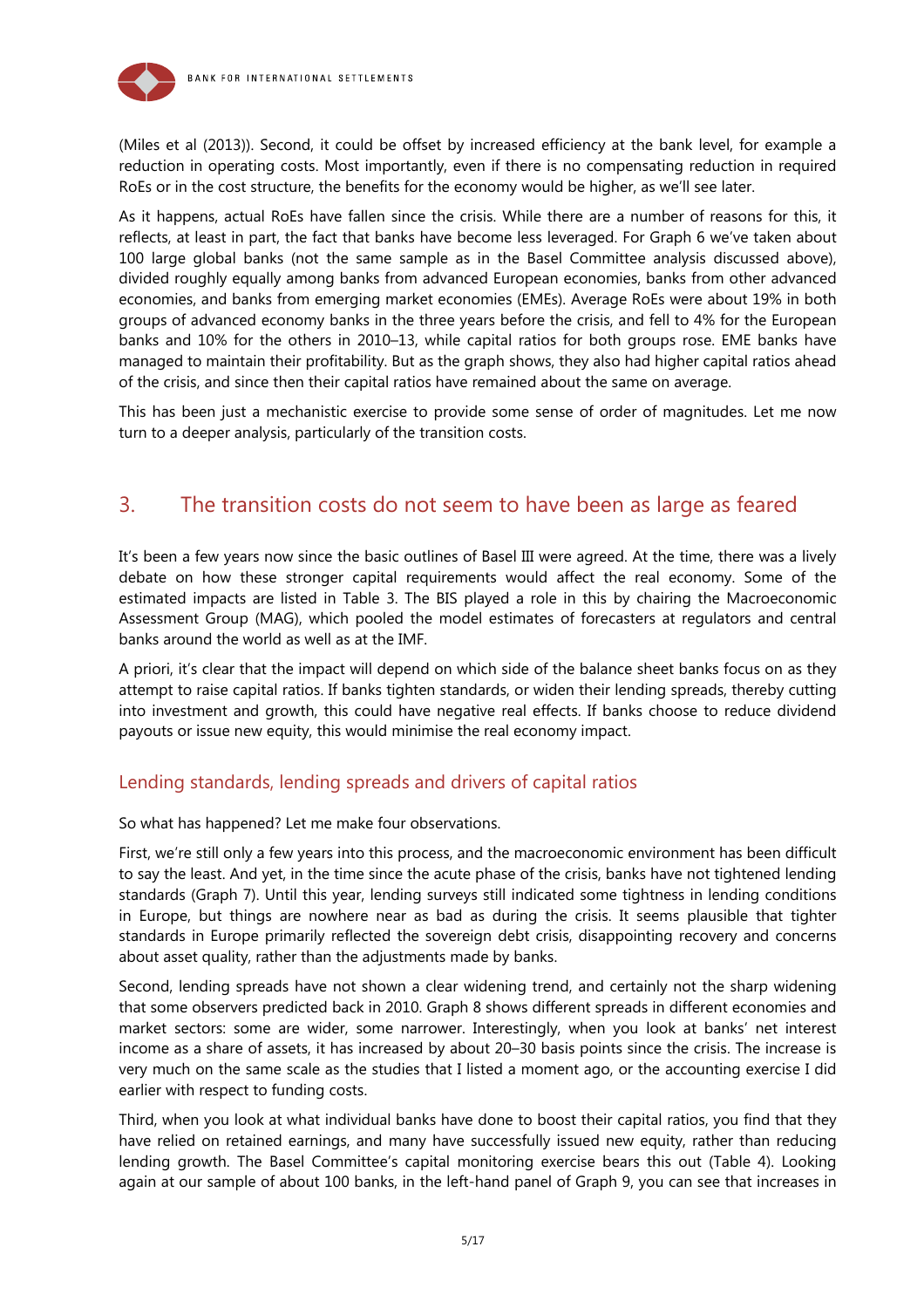(Miles et al (2013)). Second, it could be offset by increased efficiency at the bank level, for example a reduction in operating costs. Most importantly, even if there is no compensating reduction in required RoEs or in the cost structure, the benefits for the economy would be higher, as we'll see later.

As it happens, actual RoEs have fallen since the crisis. While there are a number of reasons for this, it reflects, at least in part, the fact that banks have become less leveraged. For Graph 6 we've taken about 100 large global banks (not the same sample as in the Basel Committee analysis discussed above), divided roughly equally among banks from advanced European economies, banks from other advanced economies, and banks from emerging market economies (EMEs). Average RoEs were about 19% in both groups of advanced economy banks in the three years before the crisis, and fell to 4% for the European banks and 10% for the others in 2010–13, while capital ratios for both groups rose. EME banks have managed to maintain their profitability. But as the graph shows, they also had higher capital ratios ahead of the crisis, and since then their capital ratios have remained about the same on average.

This has been just a mechanistic exercise to provide some sense of order of magnitudes. Let me now turn to a deeper analysis, particularly of the transition costs.

## 3. The transition costs do not seem to have been as large as feared

It's been a few years now since the basic outlines of Basel III were agreed. At the time, there was a lively debate on how these stronger capital requirements would affect the real economy. Some of the estimated impacts are listed in Table 3. The BIS played a role in this by chairing the Macroeconomic Assessment Group (MAG), which pooled the model estimates of forecasters at regulators and central banks around the world as well as at the IMF.

A priori, it's clear that the impact will depend on which side of the balance sheet banks focus on as they attempt to raise capital ratios. If banks tighten standards, or widen their lending spreads, thereby cutting into investment and growth, this could have negative real effects. If banks choose to reduce dividend payouts or issue new equity, this would minimise the real economy impact.

### Lending standards, lending spreads and drivers of capital ratios

So what has happened? Let me make four observations.

First, we're still only a few years into this process, and the macroeconomic environment has been difficult to say the least. And yet, in the time since the acute phase of the crisis, banks have not tightened lending standards (Graph 7). Until this year, lending surveys still indicated some tightness in lending conditions in Europe, but things are nowhere near as bad as during the crisis. It seems plausible that tighter standards in Europe primarily reflected the sovereign debt crisis, disappointing recovery and concerns about asset quality, rather than the adjustments made by banks.

Second, lending spreads have not shown a clear widening trend, and certainly not the sharp widening that some observers predicted back in 2010. Graph 8 shows different spreads in different economies and market sectors: some are wider, some narrower. Interestingly, when you look at banks' net interest income as a share of assets, it has increased by about 20–30 basis points since the crisis. The increase is very much on the same scale as the studies that I listed a moment ago, or the accounting exercise I did earlier with respect to funding costs.

Third, when you look at what individual banks have done to boost their capital ratios, you find that they have relied on retained earnings, and many have successfully issued new equity, rather than reducing lending growth. The Basel Committee's capital monitoring exercise bears this out (Table 4). Looking again at our sample of about 100 banks, in the left-hand panel of Graph 9, you can see that increases in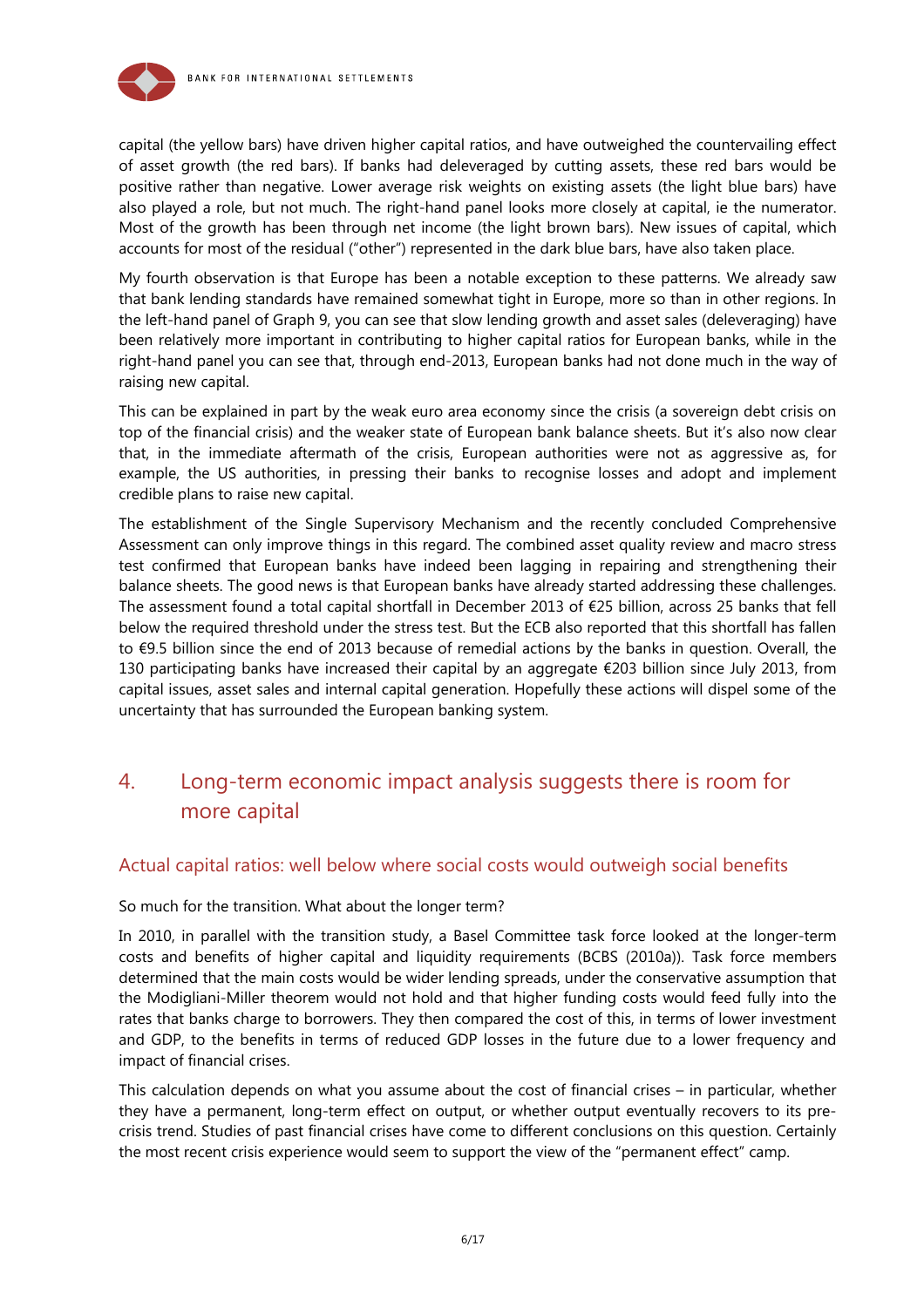capital (the yellow bars) have driven higher capital ratios, and have outweighed the countervailing effect of asset growth (the red bars). If banks had deleveraged by cutting assets, these red bars would be positive rather than negative. Lower average risk weights on existing assets (the light blue bars) have also played a role, but not much. The right-hand panel looks more closely at capital, ie the numerator. Most of the growth has been through net income (the light brown bars). New issues of capital, which accounts for most of the residual ("other") represented in the dark blue bars, have also taken place.

My fourth observation is that Europe has been a notable exception to these patterns. We already saw that bank lending standards have remained somewhat tight in Europe, more so than in other regions. In the left-hand panel of Graph 9, you can see that slow lending growth and asset sales (deleveraging) have been relatively more important in contributing to higher capital ratios for European banks, while in the right-hand panel you can see that, through end-2013, European banks had not done much in the way of raising new capital.

This can be explained in part by the weak euro area economy since the crisis (a sovereign debt crisis on top of the financial crisis) and the weaker state of European bank balance sheets. But it's also now clear that, in the immediate aftermath of the crisis, European authorities were not as aggressive as, for example, the US authorities, in pressing their banks to recognise losses and adopt and implement credible plans to raise new capital.

The establishment of the Single Supervisory Mechanism and the recently concluded Comprehensive Assessment can only improve things in this regard. The combined asset quality review and macro stress test confirmed that European banks have indeed been lagging in repairing and strengthening their balance sheets. The good news is that European banks have already started addressing these challenges. The assessment found a total capital shortfall in December 2013 of €25 billion, across 25 banks that fell below the required threshold under the stress test. But the ECB also reported that this shortfall has fallen to €9.5 billion since the end of 2013 because of remedial actions by the banks in question. Overall, the 130 participating banks have increased their capital by an aggregate €203 billion since July 2013, from capital issues, asset sales and internal capital generation. Hopefully these actions will dispel some of the uncertainty that has surrounded the European banking system.

## 4. Long-term economic impact analysis suggests there is room for more capital

### Actual capital ratios: well below where social costs would outweigh social benefits

So much for the transition. What about the longer term?

In 2010, in parallel with the transition study, a Basel Committee task force looked at the longer-term costs and benefits of higher capital and liquidity requirements (BCBS (2010a)). Task force members determined that the main costs would be wider lending spreads, under the conservative assumption that the Modigliani-Miller theorem would not hold and that higher funding costs would feed fully into the rates that banks charge to borrowers. They then compared the cost of this, in terms of lower investment and GDP, to the benefits in terms of reduced GDP losses in the future due to a lower frequency and impact of financial crises.

This calculation depends on what you assume about the cost of financial crises – in particular, whether they have a permanent, long-term effect on output, or whether output eventually recovers to its pre-crisis trend. Studies of past financial crises have come to different conclusions on this question. Certainly the most recent crisis experience would seem to support the view of the "permanent effect" camp.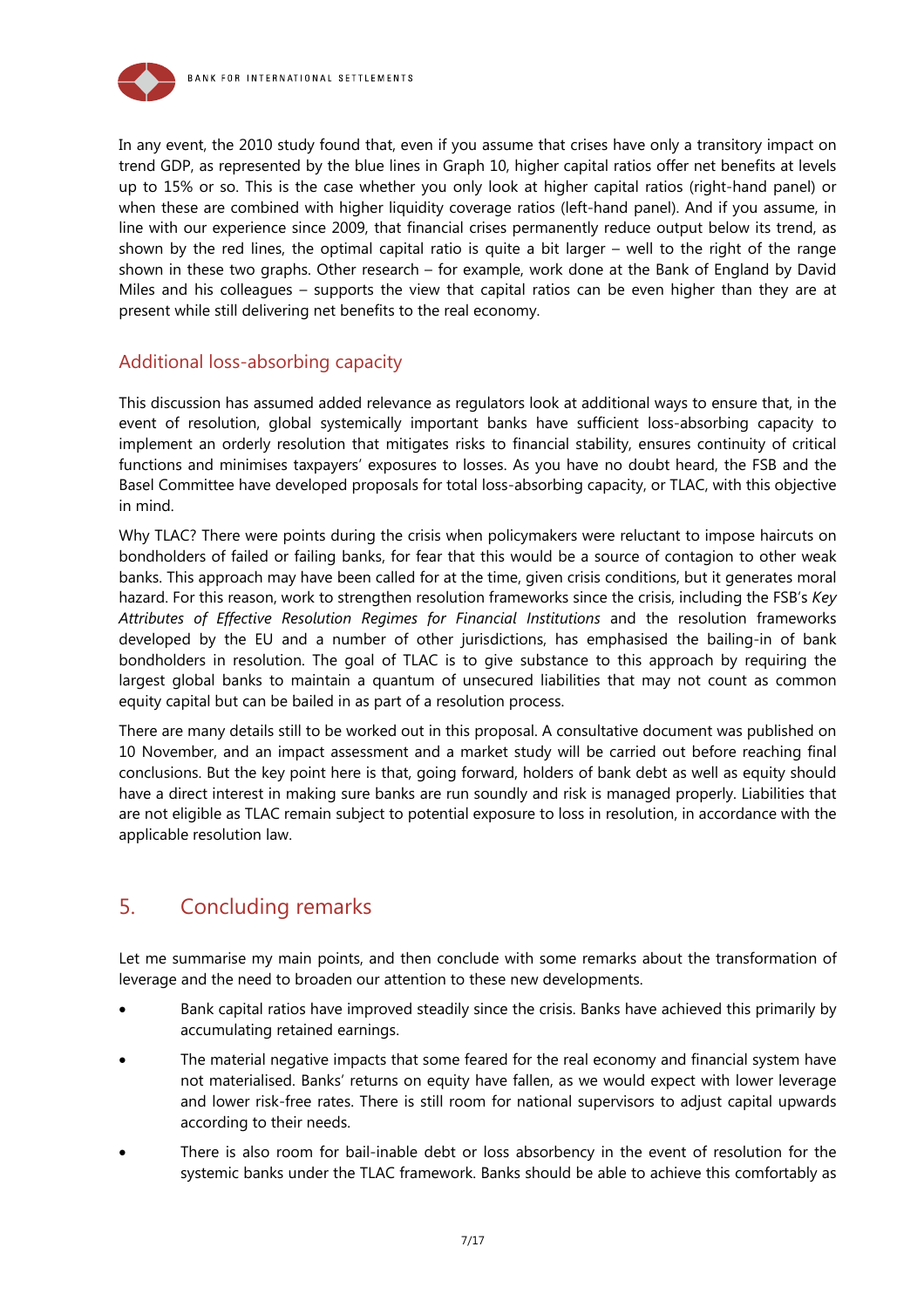In any event, the 2010 study found that, even if you assume that crises have only a transitory impact on trend GDP, as represented by the blue lines in Graph 10, higher capital ratios offer net benefits at levels up to 15% or so. This is the case whether you only look at higher capital ratios (right-hand panel) or when these are combined with higher liquidity coverage ratios (left-hand panel). And if you assume, in line with our experience since 2009, that financial crises permanently reduce output below its trend, as shown by the red lines, the optimal capital ratio is quite a bit larger – well to the right of the range shown in these two graphs. Other research – for example, work done at the Bank of England by David Miles and his colleagues – supports the view that capital ratios can be even higher than they are at present while still delivering net benefits to the real economy.

## Additional loss-absorbing capacity

This discussion has assumed added relevance as regulators look at additional ways to ensure that, in the event of resolution, global systemically important banks have sufficient loss-absorbing capacity to implement an orderly resolution that mitigates risks to financial stability, ensures continuity of critical functions and minimises taxpayers' exposures to losses. As you have no doubt heard, the FSB and the Basel Committee have developed proposals for total loss-absorbing capacity, or TLAC, with this objective in mind.

Why TLAC? There were points during the crisis when policymakers were reluctant to impose haircuts on bondholders of failed or failing banks, for fear that this would be a source of contagion to other weak banks. This approach may have been called for at the time, given crisis conditions, but it generates moral hazard. For this reason, work to strengthen resolution frameworks since the crisis, including the FSB's *Key Attributes of Effective Resolution Regimes for Financial Institutions* and the resolution frameworks developed by the EU and a number of other jurisdictions, has emphasised the bailing-in of bank bondholders in resolution. The goal of TLAC is to give substance to this approach by requiring the largest global banks to maintain a quantum of unsecured liabilities that may not count as common equity capital but can be bailed in as part of a resolution process.

There are many details still to be worked out in this proposal. A consultative document was published on 10 November, and an impact assessment and a market study will be carried out before reaching final conclusions. But the key point here is that, going forward, holders of bank debt as well as equity should have a direct interest in making sure banks are run soundly and risk is managed properly. Liabilities that are not eligible as TLAC remain subject to potential exposure to loss in resolution, in accordance with the applicable resolution law.

# 5. Concluding remarks

Let me summarise my main points, and then conclude with some remarks about the transformation of leverage and the need to broaden our attention to these new developments.

- Bank capital ratios have improved steadily since the crisis. Banks have achieved this primarily by accumulating retained earnings.
- The material negative impacts that some feared for the real economy and financial system have not materialised. Banks' returns on equity have fallen, as we would expect with lower leverage and lower risk-free rates. There is still room for national supervisors to adjust capital upwards according to their needs.
- There is also room for bail-inable debt or loss absorbency in the event of resolution for the systemic banks under the TLAC framework. Banks should be able to achieve this comfortably as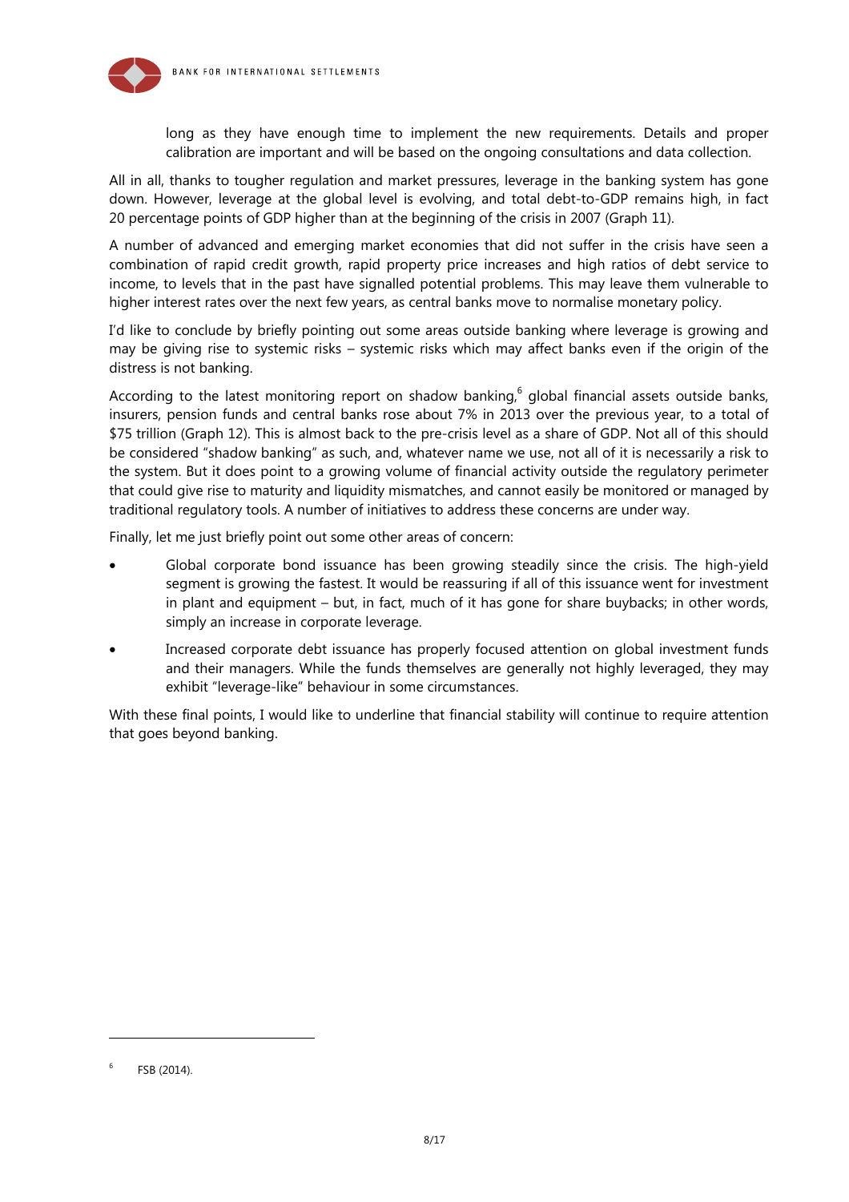long as they have enough time to implement the new requirements. Details and proper calibration are important and will be based on the ongoing consultations and data collection.

All in all, thanks to tougher regulation and market pressures, leverage in the banking system has gone down. However, leverage at the global level is evolving, and total debt-to-GDP remains high, in fact 20 percentage points of GDP higher than at the beginning of the crisis in 2007 (Graph 11).

A number of advanced and emerging market economies that did not suffer in the crisis have seen a combination of rapid credit growth, rapid property price increases and high ratios of debt service to income, to levels that in the past have signalled potential problems. This may leave them vulnerable to higher interest rates over the next few years, as central banks move to normalise monetary policy.

I'd like to conclude by briefly pointing out some areas outside banking where leverage is growing and may be giving rise to systemic risks – systemic risks which may affect banks even if the origin of the distress is not banking.

According to the latest monitoring report on shadow banking,[6] global financial assets outside banks, insurers, pension funds and central banks rose about 7% in 2013 over the previous year, to a total of $75 trillion (Graph 12). This is almost back to the pre-crisis level as a share of GDP. Not all of this should be considered "shadow banking" as such, and, whatever name we use, not all of it is necessarily a risk to the system. But it does point to a growing volume of financial activity outside the regulatory perimeter that could give rise to maturity and liquidity mismatches, and cannot easily be monitored or managed by traditional regulatory tools. A number of initiatives to address these concerns are under way.

Finally, let me just briefly point out some other areas of concern:

- Global corporate bond issuance has been growing steadily since the crisis. The high-yield segment is growing the fastest. It would be reassuring if all of this issuance went for investment in plant and equipment – but, in fact, much of it has gone for share buybacks; in other words, simply an increase in corporate leverage.
- Increased corporate debt issuance has properly focused attention on global investment funds and their managers. While the funds themselves are generally not highly leveraged, they may exhibit "leverage-like" behaviour in some circumstances.

With these final points, I would like to underline that financial stability will continue to require attention that goes beyond banking.

[6] FSB (2014).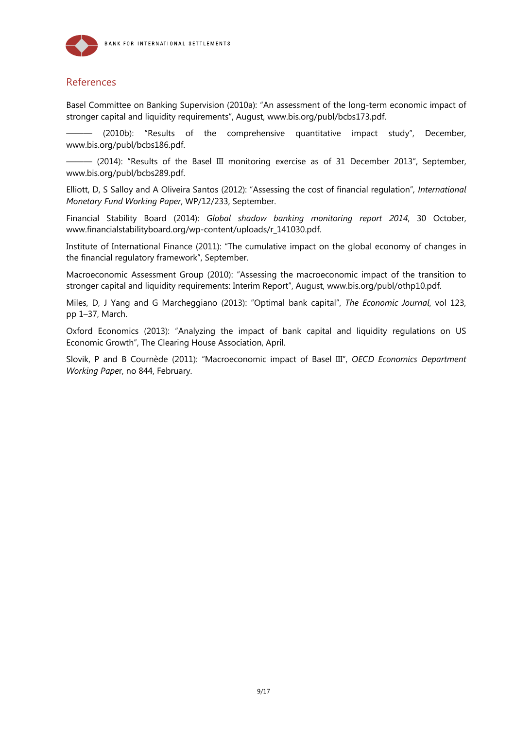## References

Basel Committee on Banking Supervision (2010a): "An assessment of the long-term economic impact of stronger capital and liquidity requirements", August, www.bis.org/publ/bcbs173.pdf.

——— (2010b): "Results of the comprehensive quantitative impact study", December, www.bis.org/publ/bcbs186.pdf.

——— (2014): "Results of the Basel III monitoring exercise as of 31 December 2013", September, www.bis.org/publ/bcbs289.pdf.

Elliott, D, S Salloy and A Oliveira Santos (2012): "Assessing the cost of financial regulation", *International Monetary Fund Working Paper*, WP/12/233, September.

Financial Stability Board (2014): *Global shadow banking monitoring report 2014*, 30 October, www.financialstabilityboard.org/wp-content/uploads/r_141030.pdf.

Institute of International Finance (2011): "The cumulative impact on the global economy of changes in the financial regulatory framework", September.

Macroeconomic Assessment Group (2010): "Assessing the macroeconomic impact of the transition to stronger capital and liquidity requirements: Interim Report", August, www.bis.org/publ/othp10.pdf.

Miles, D, J Yang and G Marcheggiano (2013): "Optimal bank capital", *The Economic Journal*, vol 123, pp 1–37, March.

Oxford Economics (2013): "Analyzing the impact of bank capital and liquidity regulations on US Economic Growth", The Clearing House Association, April.

Slovik, P and B Cournède (2011): "Macroeconomic impact of Basel III", *OECD Economics Department Working Paper*, no 844, February.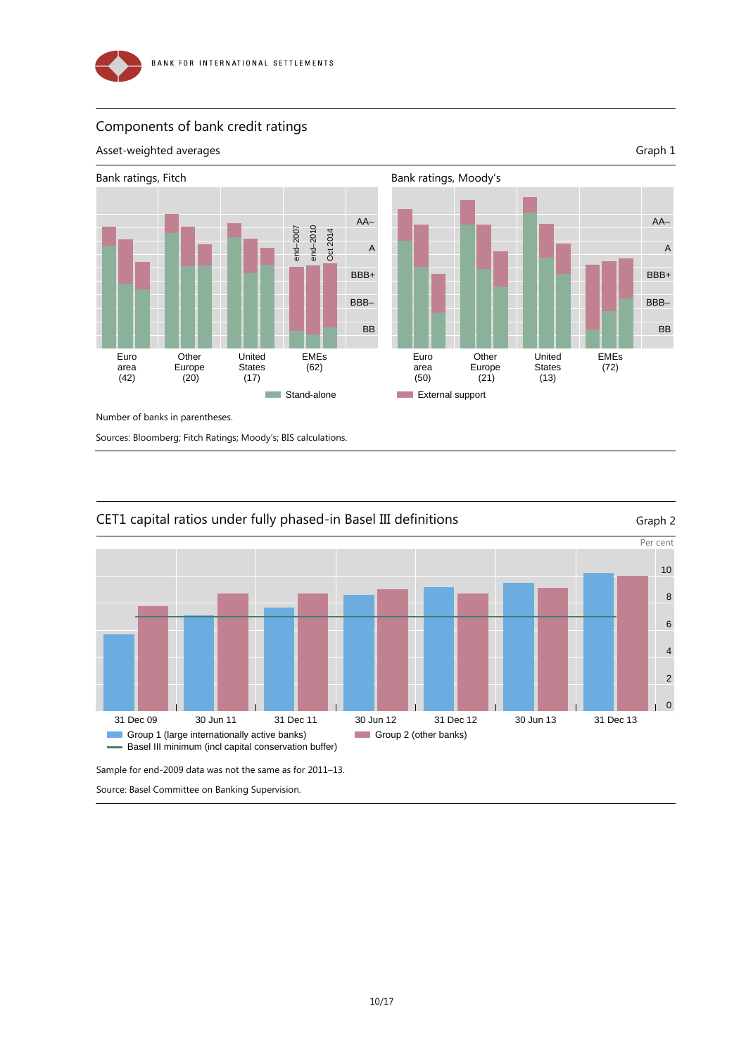## Components of bank credit ratings

Asset-weighted averages

Graph 1

Bank ratings, Fitch

Bank ratings, Moody's

AA–, A, BBB+, BBB–, BB

end–2007, end–2010, Oct 2014

Euro area (42), Other Europe (20), United States (17), EMEs (62)

Euro area (50), Other Europe (21), United States (13), EMEs (72)

Stand-alone — External support

Number of banks in parentheses.

Sources: Bloomberg; Fitch Ratings; Moody's; BIS calculations.

## CET1 capital ratios under fully phased-in Basel III definitions

Graph 2

Per cent

31 Dec 09, 30 Jun 11, 31 Dec 11, 30 Jun 12, 31 Dec 12, 30 Jun 13, 31 Dec 13

Group 1 (large internationally active banks) — Group 2 (other banks) — Basel III minimum (incl capital conservation buffer)

Sample for end-2009 data was not the same as for 2011–13.

Source: Basel Committee on Banking Supervision.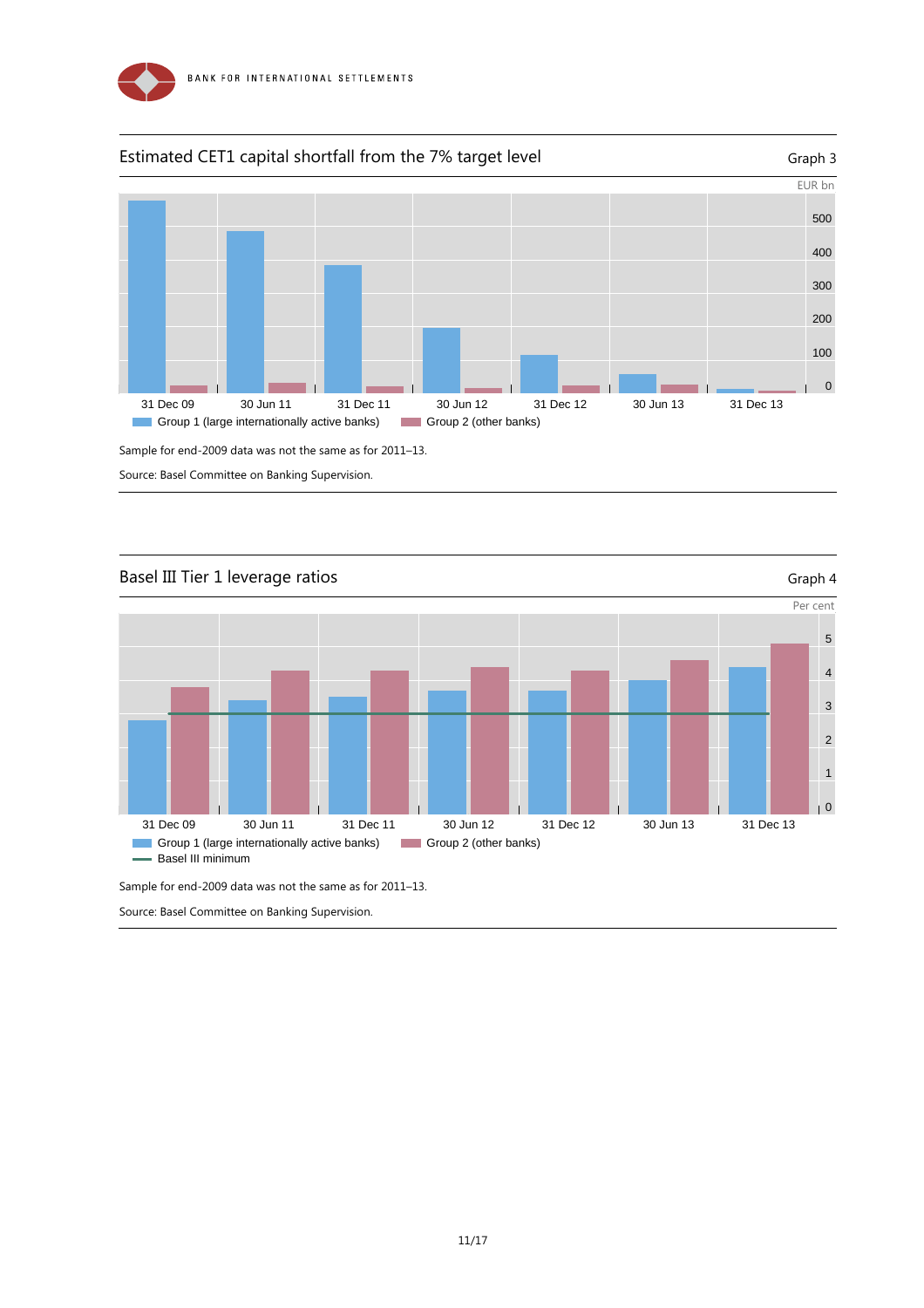### Estimated CET1 capital shortfall from the 7% target level

Graph 3

EUR bn

Group 1 (large internationally active banks) | Group 2 (other banks)

31 Dec 09, 30 Jun 11, 31 Dec 11, 30 Jun 12, 31 Dec 12, 30 Jun 13, 31 Dec 13

Sample for end-2009 data was not the same as for 2011–13.

Source: Basel Committee on Banking Supervision.

### Basel III Tier 1 leverage ratios

Graph 4

Per cent

Group 1 (large internationally active banks) | Group 2 (other banks) | Basel III minimum

31 Dec 09, 30 Jun 11, 31 Dec 11, 30 Jun 12, 31 Dec 12, 30 Jun 13, 31 Dec 13

Sample for end-2009 data was not the same as for 2011–13.

Source: Basel Committee on Banking Supervision.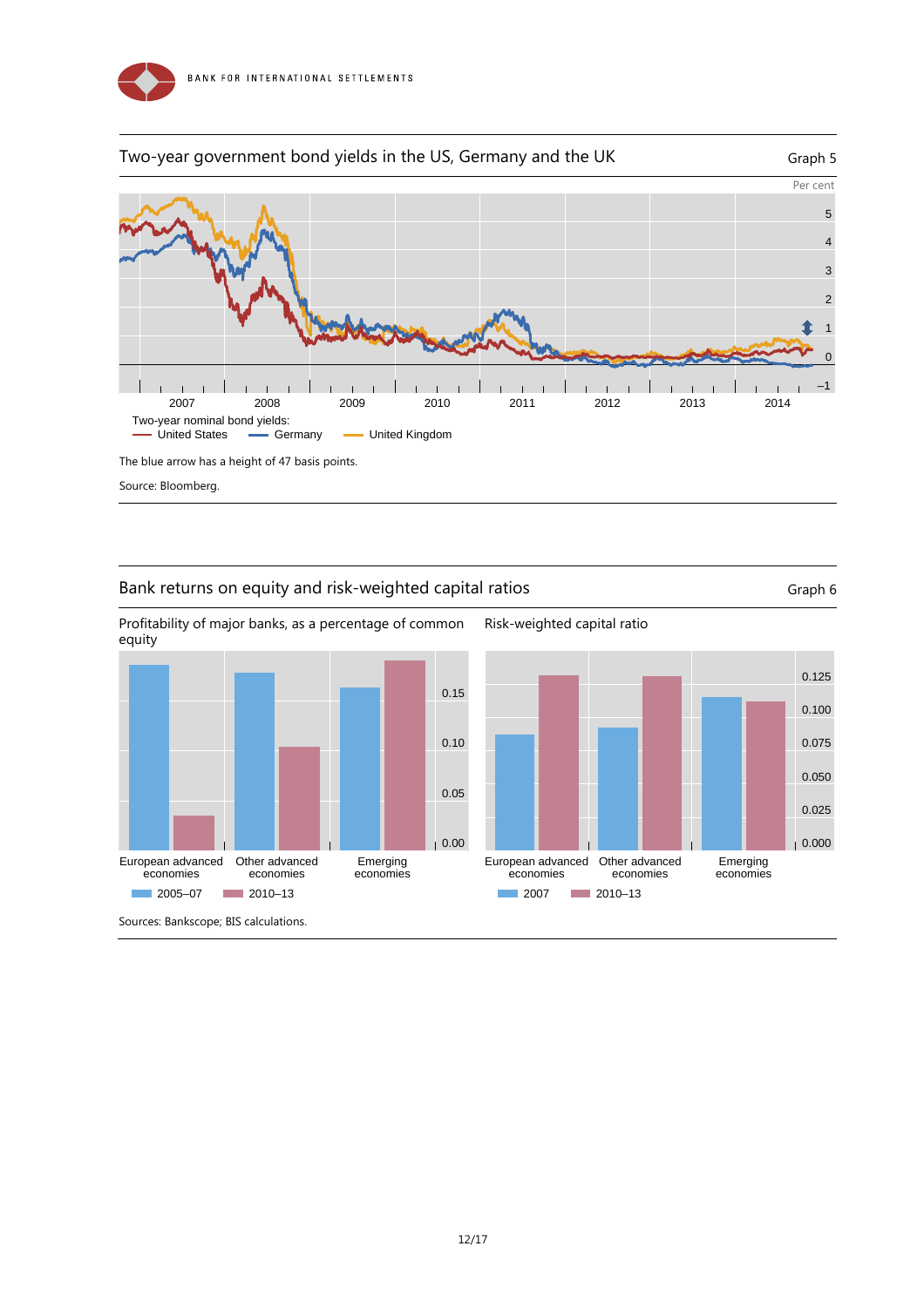## Two-year government bond yields in the US, Germany and the UK

Graph 5

Per cent

Two-year nominal bond yields:
United States — Germany — United Kingdom

The blue arrow has a height of 47 basis points.

Source: Bloomberg.

## Bank returns on equity and risk-weighted capital ratios

Graph 6

Profitability of major banks, as a percentage of common equity

Risk-weighted capital ratio

Sources: Bankscope; BIS calculations.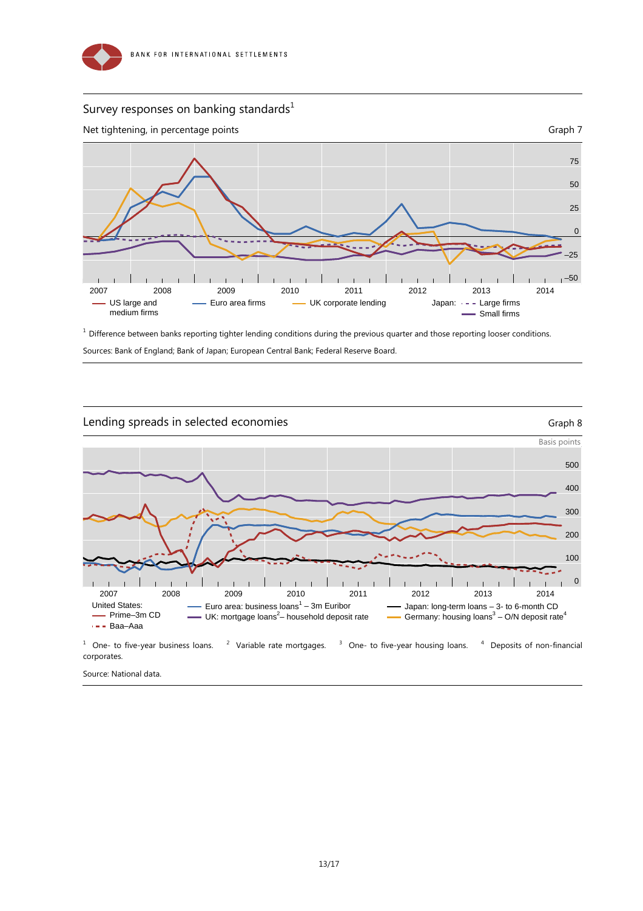## Survey responses on banking standards[1]

Net tightening, in percentage points

Graph 7

[1] Difference between banks reporting tighter lending conditions during the previous quarter and those reporting looser conditions.

Sources: Bank of England; Bank of Japan; European Central Bank; Federal Reserve Board.

## Lending spreads in selected economies

Graph 8

[1] One- to five-year business loans. [2] Variable rate mortgages. [3] One- to five-year housing loans. [4] Deposits of non-financial corporates.

Source: National data.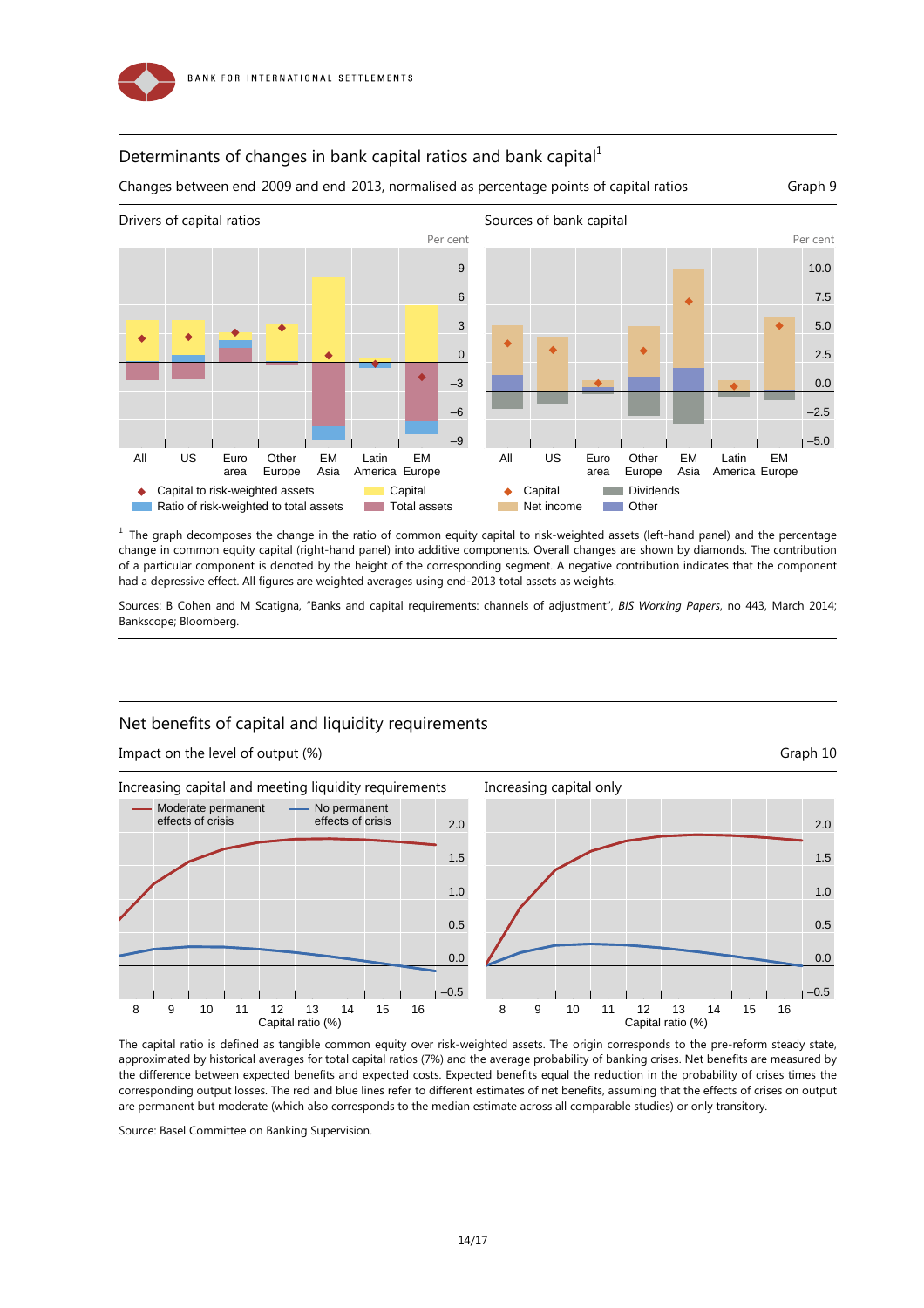## Determinants of changes in bank capital ratios and bank capital[1]

Changes between end-2009 and end-2013, normalised as percentage points of capital ratios — Graph 9

**Drivers of capital ratios** (Per cent)

All, US, Euro area, Other Europe, EM Asia, Latin America, EM Europe

◆ Capital to risk-weighted assets; Ratio of risk-weighted to total assets; Capital; Total assets

**Sources of bank capital** (Per cent)

All, US, Euro area, Other Europe, EM Asia, Latin America, EM Europe

◆ Capital; Net income; Dividends; Other

[1] The graph decomposes the change in the ratio of common equity capital to risk-weighted assets (left-hand panel) and the percentage change in common equity capital (right-hand panel) into additive components. Overall changes are shown by diamonds. The contribution of a particular component is denoted by the height of the corresponding segment. A negative contribution indicates that the component had a depressive effect. All figures are weighted averages using end-2013 total assets as weights.

Sources: B Cohen and M Scatigna, "Banks and capital requirements: channels of adjustment", *BIS Working Papers*, no 443, March 2014; Bankscope; Bloomberg.

## Net benefits of capital and liquidity requirements

Impact on the level of output (%) — Graph 10

**Increasing capital and meeting liquidity requirements**

Moderate permanent effects of crisis; No permanent effects of crisis

Capital ratio (%)

**Increasing capital only**

Capital ratio (%)

The capital ratio is defined as tangible common equity over risk-weighted assets. The origin corresponds to the pre-reform steady state, approximated by historical averages for total capital ratios (7%) and the average probability of banking crises. Net benefits are measured by the difference between expected benefits and expected costs. Expected benefits equal the reduction in the probability of crises times the corresponding output losses. The red and blue lines refer to different estimates of net benefits, assuming that the effects of crises on output are permanent but moderate (which also corresponds to the median estimate across all comparable studies) or only transitory.

Source: Basel Committee on Banking Supervision.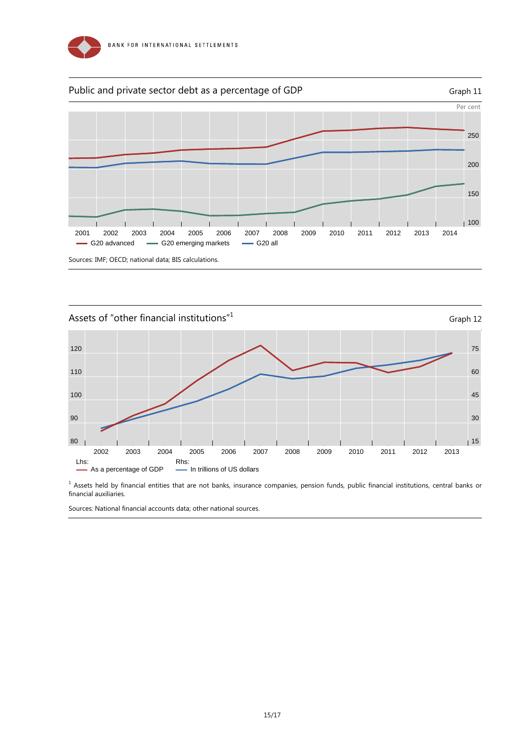Public and private sector debt as a percentage of GDP

Graph 11

Per cent

G20 advanced — G20 emerging markets — G20 all

Sources: IMF; OECD; national data; BIS calculations.

Assets of "other financial institutions"[1]

Graph 12

Lhs: As a percentage of GDP

Rhs: In trillions of US dollars

[1] Assets held by financial entities that are not banks, insurance companies, pension funds, public financial institutions, central banks or financial auxiliaries.

Sources: National financial accounts data; other national sources.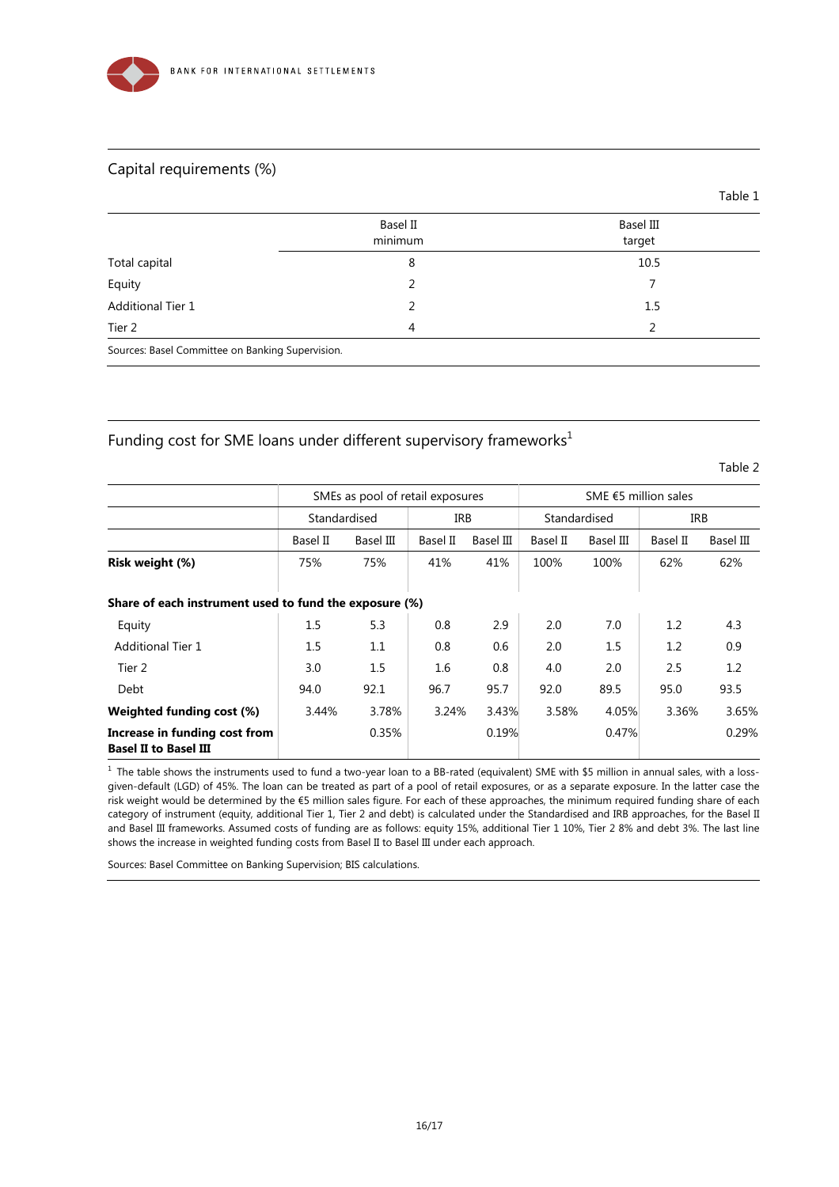## Capital requirements (%)

Table 1

| | Basel II minimum | Basel III target |
|---|---|---|
| Total capital | 8 | 10.5 |
| Equity | 2 | 7 |
| Additional Tier 1 | 2 | 1.5 |
| Tier 2 | 4 | 2 |

Sources: Basel Committee on Banking Supervision.

## Funding cost for SME loans under different supervisory frameworks[1]

Table 2

| | SMEs as pool of retail exposures | | | | SME €5 million sales | | | |
|---|---|---|---|---|---|---|---|---|
| | Standardised | | IRB | | Standardised | | IRB | |
| | Basel II | Basel III | Basel II | Basel III | Basel II | Basel III | Basel II | Basel III |
| **Risk weight (%)** | 75% | 75% | 41% | 41% | 100% | 100% | 62% | 62% |
| **Share of each instrument used to fund the exposure (%)** | | | | | | | | |
| Equity | 1.5 | 5.3 | 0.8 | 2.9 | 2.0 | 7.0 | 1.2 | 4.3 |
| Additional Tier 1 | 1.5 | 1.1 | 0.8 | 0.6 | 2.0 | 1.5 | 1.2 | 0.9 |
| Tier 2 | 3.0 | 1.5 | 1.6 | 0.8 | 4.0 | 2.0 | 2.5 | 1.2 |
| Debt | 94.0 | 92.1 | 96.7 | 95.7 | 92.0 | 89.5 | 95.0 | 93.5 |
| **Weighted funding cost (%)** | 3.44% | 3.78% | 3.24% | 3.43% | 3.58% | 4.05% | 3.36% | 3.65% |
| **Increase in funding cost from Basel II to Basel III** | | 0.35% | | 0.19% | | 0.47% | | 0.29% |

[1] The table shows the instruments used to fund a two-year loan to a BB-rated (equivalent) SME with $5 million in annual sales, with a loss-given-default (LGD) of 45%. The loan can be treated as part of a pool of retail exposures, or as a separate exposure. In the latter case the risk weight would be determined by the €5 million sales figure. For each of these approaches, the minimum required funding share of each category of instrument (equity, additional Tier 1, Tier 2 and debt) is calculated under the Standardised and IRB approaches, for the Basel II and Basel III frameworks. Assumed costs of funding are as follows: equity 15%, additional Tier 1 10%, Tier 2 8% and debt 3%. The last line shows the increase in weighted funding costs from Basel II to Basel III under each approach.

Sources: Basel Committee on Banking Supervision; BIS calculations.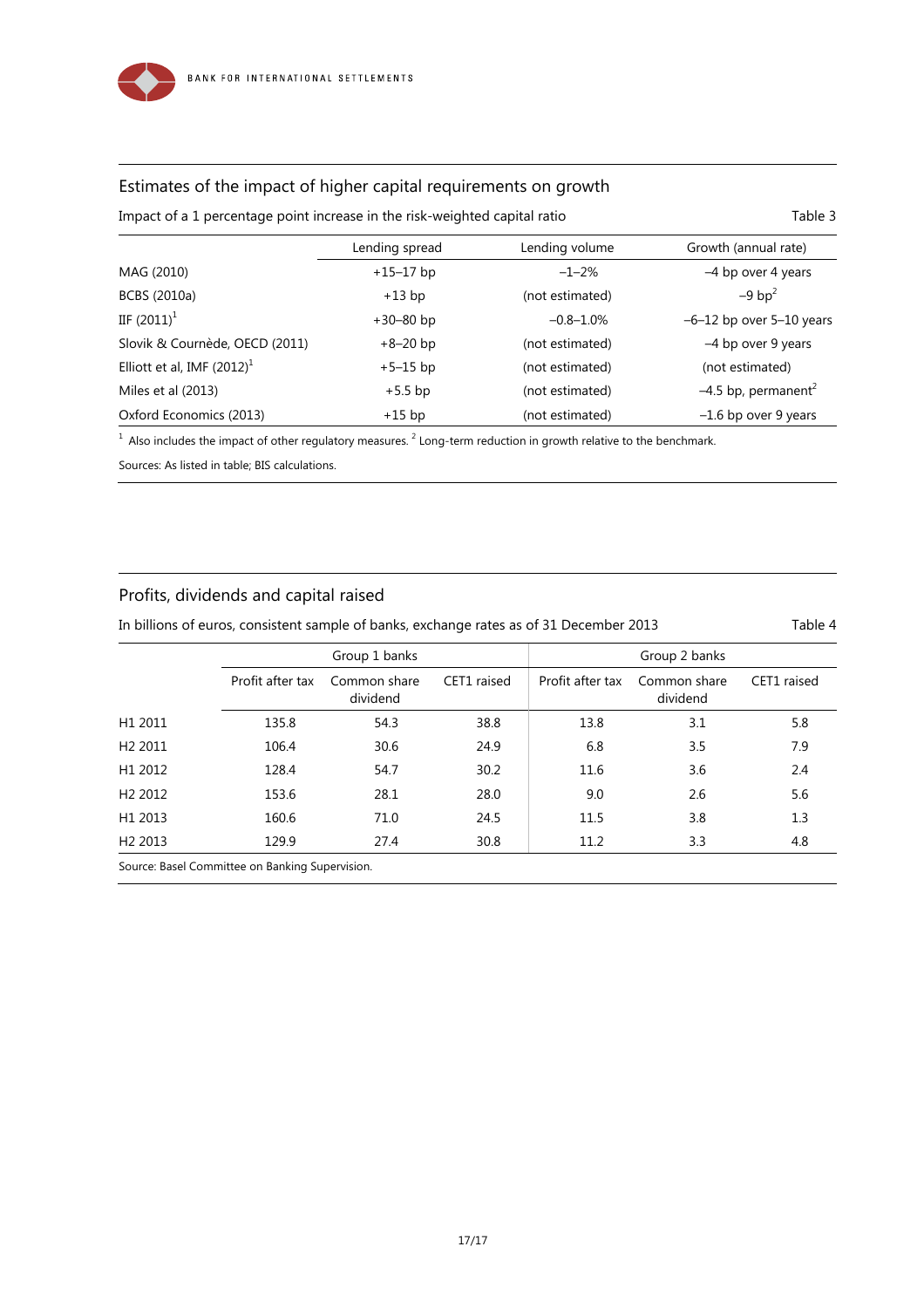## Estimates of the impact of higher capital requirements on growth

Impact of a 1 percentage point increase in the risk-weighted capital ratio — Table 3

| | Lending spread | Lending volume | Growth (annual rate) |
|---|---|---|---|
| MAG (2010) | +15–17 bp | –1–2% | –4 bp over 4 years |
| BCBS (2010a) | +13 bp | (not estimated) | –9 bp[2] |
| IIF (2011)[1] | +30–80 bp | –0.8–1.0% | –6–12 bp over 5–10 years |
| Slovik & Cournède, OECD (2011) | +8–20 bp | (not estimated) | –4 bp over 9 years |
| Elliott et al, IMF (2012)[1] | +5–15 bp | (not estimated) | (not estimated) |
| Miles et al (2013) | +5.5 bp | (not estimated) | –4.5 bp, permanent[2] |
| Oxford Economics (2013) | +15 bp | (not estimated) | –1.6 bp over 9 years |

[1] Also includes the impact of other regulatory measures. [2] Long-term reduction in growth relative to the benchmark.

Sources: As listed in table; BIS calculations.

## Profits, dividends and capital raised

In billions of euros, consistent sample of banks, exchange rates as of 31 December 2013 — Table 4

| | Group 1 banks | | | Group 2 banks | | |
|---|---|---|---|---|---|---|
| | Profit after tax | Common share dividend | CET1 raised | Profit after tax | Common share dividend | CET1 raised |
| H1 2011 | 135.8 | 54.3 | 38.8 | 13.8 | 3.1 | 5.8 |
| H2 2011 | 106.4 | 30.6 | 24.9 | 6.8 | 3.5 | 7.9 |
| H1 2012 | 128.4 | 54.7 | 30.2 | 11.6 | 3.6 | 2.4 |
| H2 2012 | 153.6 | 28.1 | 28.0 | 9.0 | 2.6 | 5.6 |
| H1 2013 | 160.6 | 71.0 | 24.5 | 11.5 | 3.8 | 1.3 |
| H2 2013 | 129.9 | 27.4 | 30.8 | 11.2 | 3.3 | 4.8 |

Source: Basel Committee on Banking Supervision.